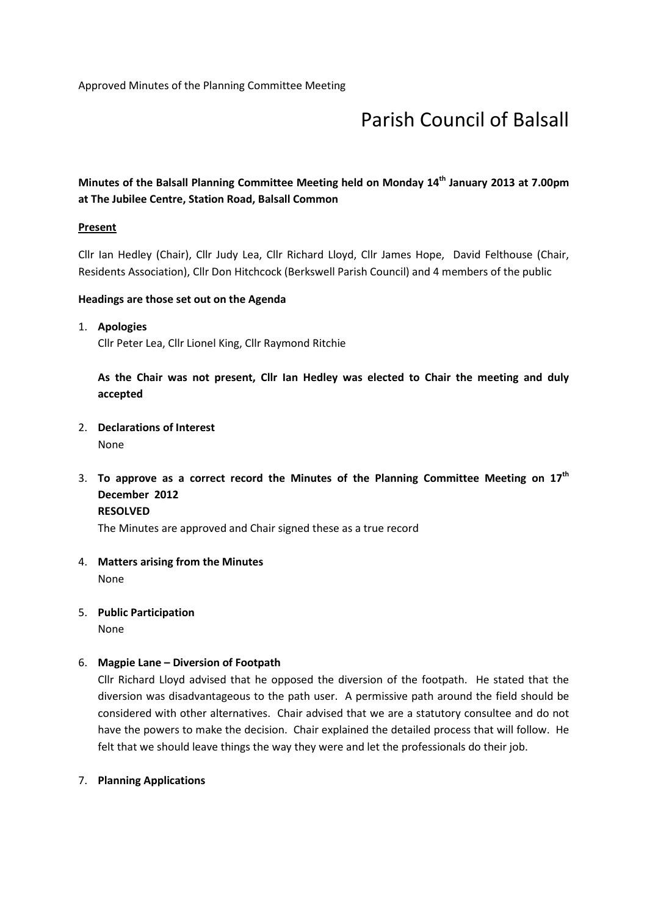Approved Minutes of the Planning Committee Meeting

# Parish Council of Balsall

**Minutes of the Balsall Planning Committee Meeting held on Monday 14th January 2013 at 7.00pm at The Jubilee Centre, Station Road, Balsall Common**

**Present**

Cllr Ian Hedley (Chair), Cllr Judy Lea, Cllr Richard Lloyd, Cllr James Hope, David Felthouse (Chair, Residents Association), Cllr Don Hitchcock (Berkswell Parish Council) and 4 members of the public

**Headings are those set out on the Agenda**

1. **Apologies**
   Cllr Peter Lea, Cllr Lionel King, Cllr Raymond Ritchie

   **As the Chair was not present, Cllr Ian Hedley was elected to Chair the meeting and duly accepted**

2. **Declarations of Interest**
   None

3. **To approve as a correct record the Minutes of the Planning Committee Meeting on 17th December 2012**
   **RESOLVED**
   The Minutes are approved and Chair signed these as a true record

4. **Matters arising from the Minutes**
   None

5. **Public Participation**
   None

6. **Magpie Lane – Diversion of Footpath**
   Cllr Richard Lloyd advised that he opposed the diversion of the footpath. He stated that the diversion was disadvantageous to the path user. A permissive path around the field should be considered with other alternatives. Chair advised that we are a statutory consultee and do not have the powers to make the decision. Chair explained the detailed process that will follow. He felt that we should leave things the way they were and let the professionals do their job.

7. **Planning Applications**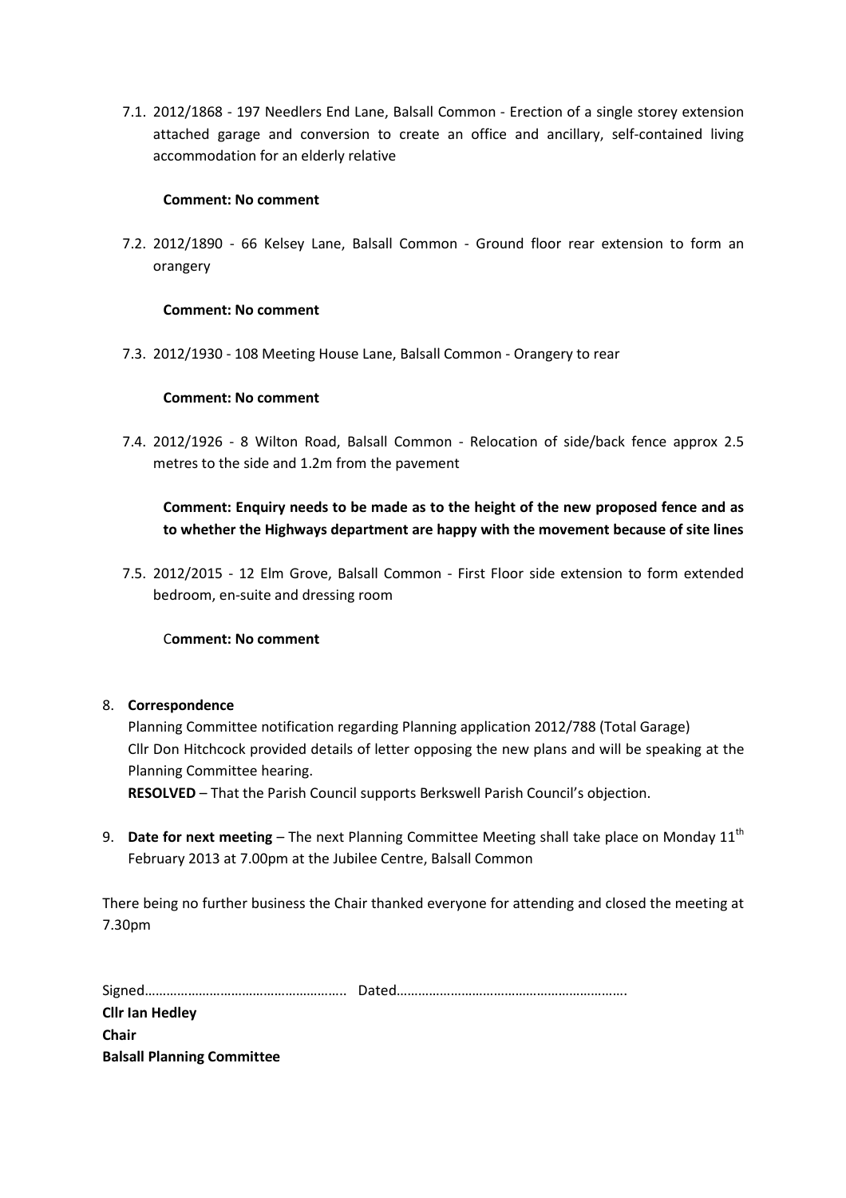7.1. 2012/1868 - 197 Needlers End Lane, Balsall Common - Erection of a single storey extension attached garage and conversion to create an office and ancillary, self-contained living accommodation for an elderly relative

**Comment: No comment**

7.2. 2012/1890 - 66 Kelsey Lane, Balsall Common - Ground floor rear extension to form an orangery

**Comment: No comment**

7.3. 2012/1930 - 108 Meeting House Lane, Balsall Common - Orangery to rear

**Comment: No comment**

7.4. 2012/1926 - 8 Wilton Road, Balsall Common - Relocation of side/back fence approx 2.5 metres to the side and 1.2m from the pavement

**Comment: Enquiry needs to be made as to the height of the new proposed fence and as to whether the Highways department are happy with the movement because of site lines**

7.5. 2012/2015 - 12 Elm Grove, Balsall Common - First Floor side extension to form extended bedroom, en-suite and dressing room

C**omment: No comment**

8. **Correspondence**

   Planning Committee notification regarding Planning application 2012/788 (Total Garage)
   Cllr Don Hitchcock provided details of letter opposing the new plans and will be speaking at the Planning Committee hearing.
   **RESOLVED** – That the Parish Council supports Berkswell Parish Council's objection.

9. **Date for next meeting** – The next Planning Committee Meeting shall take place on Monday 11th February 2013 at 7.00pm at the Jubilee Centre, Balsall Common

There being no further business the Chair thanked everyone for attending and closed the meeting at 7.30pm

Signed……………………………………………….. Dated……………………………………………………….

**Cllr Ian Hedley**
**Chair**
**Balsall Planning Committee**